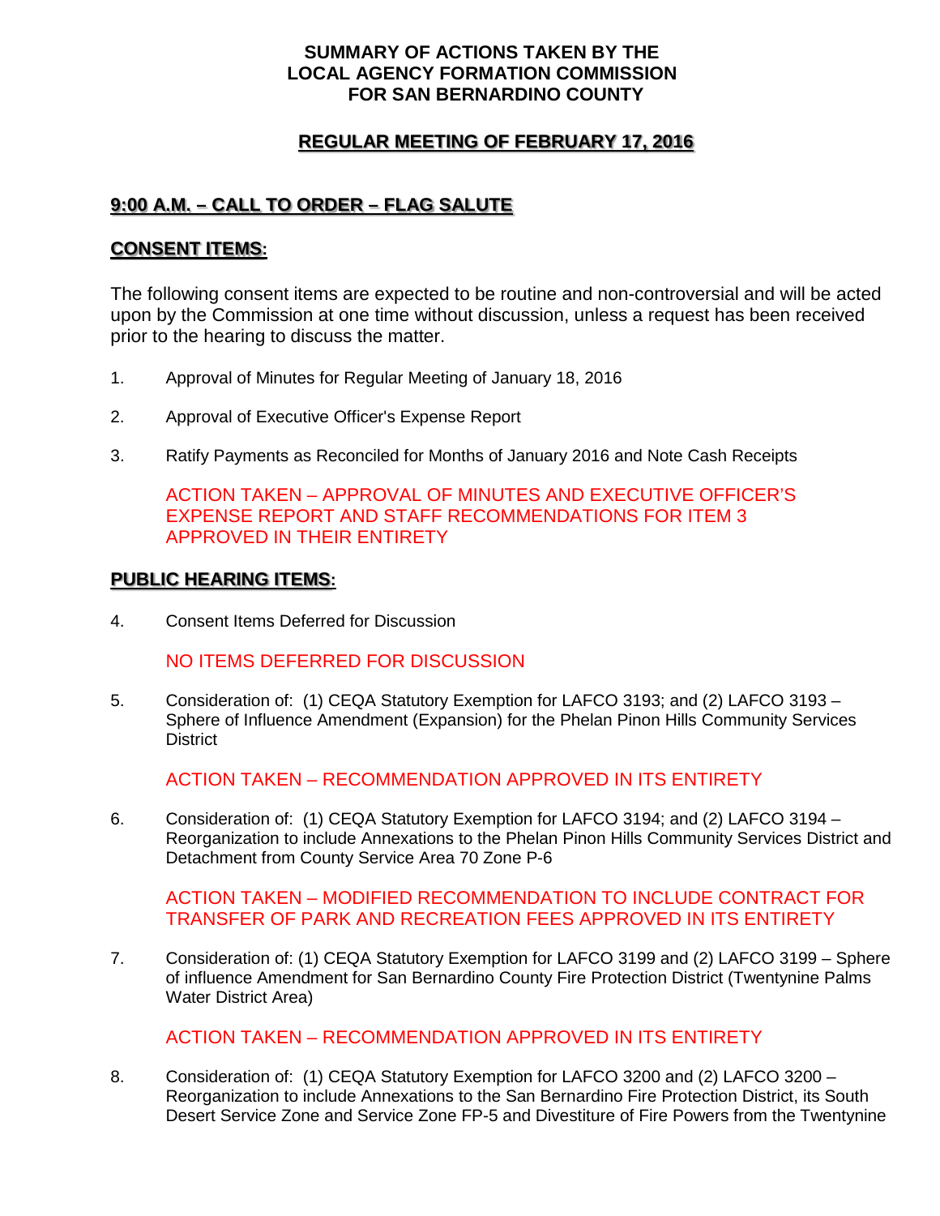# SUMMARY OF ACTIONS TAKEN BY THE LOCAL AGENCY FORMATION COMMISSION FOR SAN BERNARDINO COUNTY

## REGULAR MEETING OF FEBRUARY 17, 2016

### 9:00 A.M. – CALL TO ORDER – FLAG SALUTE

### CONSENT ITEMS:

The following consent items are expected to be routine and non-controversial and will be acted upon by the Commission at one time without discussion, unless a request has been received prior to the hearing to discuss the matter.

1. Approval of Minutes for Regular Meeting of January 18, 2016

2. Approval of Executive Officer's Expense Report

3. Ratify Payments as Reconciled for Months of January 2016 and Note Cash Receipts

   ACTION TAKEN – APPROVAL OF MINUTES AND EXECUTIVE OFFICER'S EXPENSE REPORT AND STAFF RECOMMENDATIONS FOR ITEM 3 APPROVED IN THEIR ENTIRETY

### PUBLIC HEARING ITEMS:

4. Consent Items Deferred for Discussion

   NO ITEMS DEFERRED FOR DISCUSSION

5. Consideration of: (1) CEQA Statutory Exemption for LAFCO 3193; and (2) LAFCO 3193 – Sphere of Influence Amendment (Expansion) for the Phelan Pinon Hills Community Services District

   ACTION TAKEN – RECOMMENDATION APPROVED IN ITS ENTIRETY

6. Consideration of: (1) CEQA Statutory Exemption for LAFCO 3194; and (2) LAFCO 3194 – Reorganization to include Annexations to the Phelan Pinon Hills Community Services District and Detachment from County Service Area 70 Zone P-6

   ACTION TAKEN – MODIFIED RECOMMENDATION TO INCLUDE CONTRACT FOR TRANSFER OF PARK AND RECREATION FEES APPROVED IN ITS ENTIRETY

7. Consideration of: (1) CEQA Statutory Exemption for LAFCO 3199 and (2) LAFCO 3199 – Sphere of influence Amendment for San Bernardino County Fire Protection District (Twentynine Palms Water District Area)

   ACTION TAKEN – RECOMMENDATION APPROVED IN ITS ENTIRETY

8. Consideration of: (1) CEQA Statutory Exemption for LAFCO 3200 and (2) LAFCO 3200 – Reorganization to include Annexations to the San Bernardino Fire Protection District, its South Desert Service Zone and Service Zone FP-5 and Divestiture of Fire Powers from the Twentynine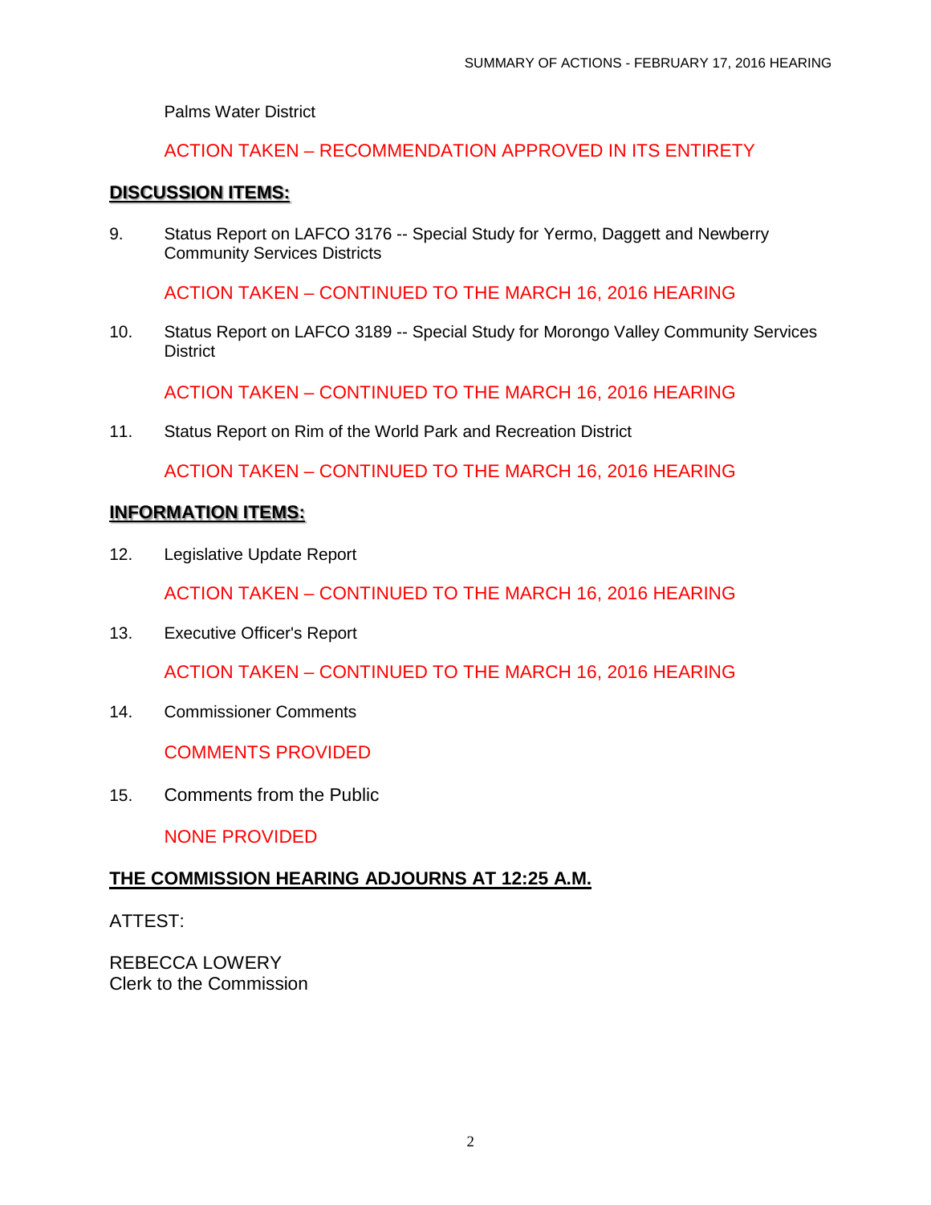Palms Water District

ACTION TAKEN – RECOMMENDATION APPROVED IN ITS ENTIRETY

## DISCUSSION ITEMS:

9. Status Report on LAFCO 3176 -- Special Study for Yermo, Daggett and Newberry Community Services Districts

   ACTION TAKEN – CONTINUED TO THE MARCH 16, 2016 HEARING

10. Status Report on LAFCO 3189 -- Special Study for Morongo Valley Community Services District

    ACTION TAKEN – CONTINUED TO THE MARCH 16, 2016 HEARING

11. Status Report on Rim of the World Park and Recreation District

    ACTION TAKEN – CONTINUED TO THE MARCH 16, 2016 HEARING

## INFORMATION ITEMS:

12. Legislative Update Report

    ACTION TAKEN – CONTINUED TO THE MARCH 16, 2016 HEARING

13. Executive Officer's Report

    ACTION TAKEN – CONTINUED TO THE MARCH 16, 2016 HEARING

14. Commissioner Comments

    COMMENTS PROVIDED

15. Comments from the Public

    NONE PROVIDED

**THE COMMISSION HEARING ADJOURNS AT 12:25 A.M.**

ATTEST:

REBECCA LOWERY
Clerk to the Commission